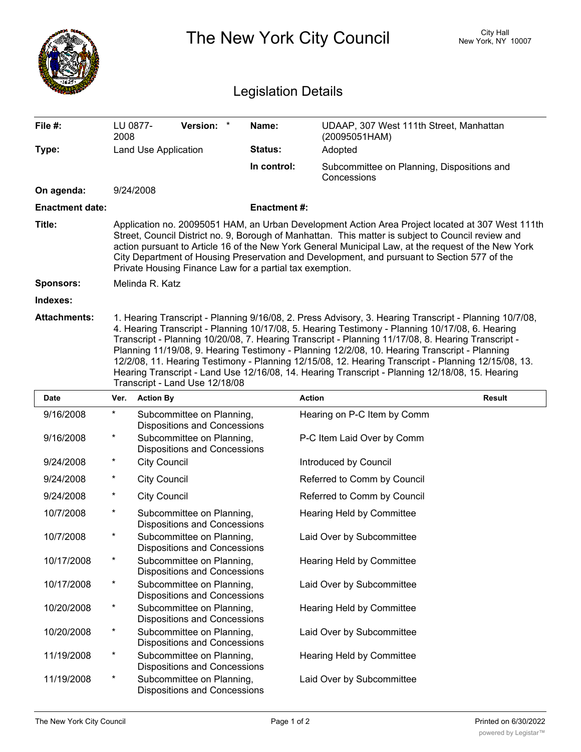# The New York City Council

City Hall
New York, NY 10007

## Legislation Details

| | | | |
|---|---|---|---|
| **File #:** | LU 0877-2008 **Version:** * | **Name:** | UDAAP, 307 West 111th Street, Manhattan (20095051HAM) |
| **Type:** | Land Use Application | **Status:** | Adopted |
| | | **In control:** | Subcommittee on Planning, Dispositions and Concessions |
| **On agenda:** | 9/24/2008 | | |
| **Enactment date:** | | **Enactment #:** | |

**Title:** Application no. 20095051 HAM, an Urban Development Action Area Project located at 307 West 111th Street, Council District no. 9, Borough of Manhattan. This matter is subject to Council review and action pursuant to Article 16 of the New York General Municipal Law, at the request of the New York City Department of Housing Preservation and Development, and pursuant to Section 577 of the Private Housing Finance Law for a partial tax exemption.

**Sponsors:** Melinda R. Katz

**Indexes:**

**Attachments:** 1. Hearing Transcript - Planning 9/16/08, 2. Press Advisory, 3. Hearing Transcript - Planning 10/7/08, 4. Hearing Transcript - Planning 10/17/08, 5. Hearing Testimony - Planning 10/17/08, 6. Hearing Transcript - Planning 10/20/08, 7. Hearing Transcript - Planning 11/17/08, 8. Hearing Transcript - Planning 11/19/08, 9. Hearing Testimony - Planning 12/2/08, 10. Hearing Transcript - Planning 12/2/08, 11. Hearing Testimony - Planning 12/15/08, 12. Hearing Transcript - Planning 12/15/08, 13. Hearing Transcript - Land Use 12/16/08, 14. Hearing Transcript - Planning 12/18/08, 15. Hearing Transcript - Land Use 12/18/08

| Date | Ver. | Action By | Action | Result |
|---|---|---|---|---|
| 9/16/2008 | * | Subcommittee on Planning, Dispositions and Concessions | Hearing on P-C Item by Comm | |
| 9/16/2008 | * | Subcommittee on Planning, Dispositions and Concessions | P-C Item Laid Over by Comm | |
| 9/24/2008 | * | City Council | Introduced by Council | |
| 9/24/2008 | * | City Council | Referred to Comm by Council | |
| 9/24/2008 | * | City Council | Referred to Comm by Council | |
| 10/7/2008 | * | Subcommittee on Planning, Dispositions and Concessions | Hearing Held by Committee | |
| 10/7/2008 | * | Subcommittee on Planning, Dispositions and Concessions | Laid Over by Subcommittee | |
| 10/17/2008 | * | Subcommittee on Planning, Dispositions and Concessions | Hearing Held by Committee | |
| 10/17/2008 | * | Subcommittee on Planning, Dispositions and Concessions | Laid Over by Subcommittee | |
| 10/20/2008 | * | Subcommittee on Planning, Dispositions and Concessions | Hearing Held by Committee | |
| 10/20/2008 | * | Subcommittee on Planning, Dispositions and Concessions | Laid Over by Subcommittee | |
| 11/19/2008 | * | Subcommittee on Planning, Dispositions and Concessions | Hearing Held by Committee | |
| 11/19/2008 | * | Subcommittee on Planning, Dispositions and Concessions | Laid Over by Subcommittee | |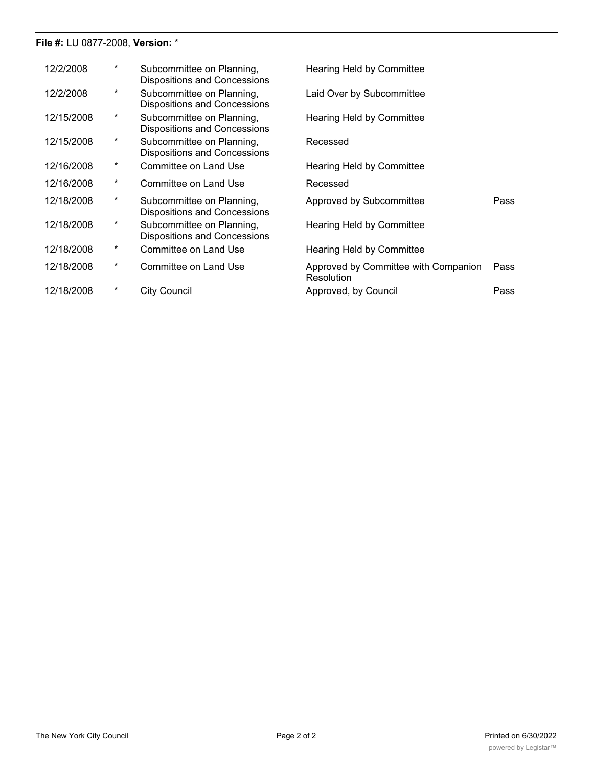**File #:** LU 0877-2008, **Version:** *

| | | | | |
|---|---|---|---|---|
| 12/2/2008 | * | Subcommittee on Planning, Dispositions and Concessions | Hearing Held by Committee | |
| 12/2/2008 | * | Subcommittee on Planning, Dispositions and Concessions | Laid Over by Subcommittee | |
| 12/15/2008 | * | Subcommittee on Planning, Dispositions and Concessions | Hearing Held by Committee | |
| 12/15/2008 | * | Subcommittee on Planning, Dispositions and Concessions | Recessed | |
| 12/16/2008 | * | Committee on Land Use | Hearing Held by Committee | |
| 12/16/2008 | * | Committee on Land Use | Recessed | |
| 12/18/2008 | * | Subcommittee on Planning, Dispositions and Concessions | Approved by Subcommittee | Pass |
| 12/18/2008 | * | Subcommittee on Planning, Dispositions and Concessions | Hearing Held by Committee | |
| 12/18/2008 | * | Committee on Land Use | Hearing Held by Committee | |
| 12/18/2008 | * | Committee on Land Use | Approved by Committee with Companion Resolution | Pass |
| 12/18/2008 | * | City Council | Approved, by Council | Pass |